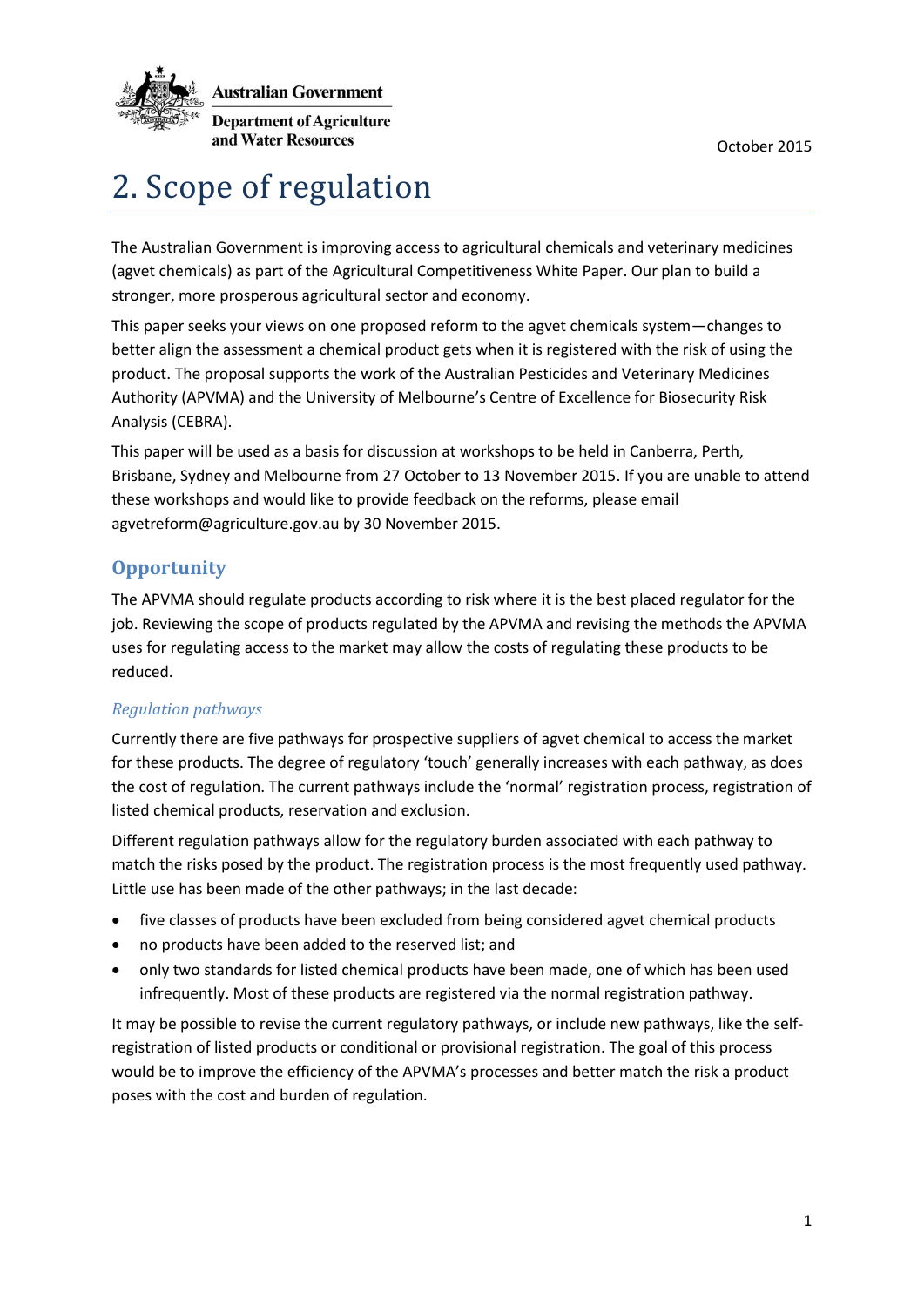Australian Government

Department of Agriculture and Water Resources

October 2015

# 2. Scope of regulation

The Australian Government is improving access to agricultural chemicals and veterinary medicines (agvet chemicals) as part of the Agricultural Competitiveness White Paper. Our plan to build a stronger, more prosperous agricultural sector and economy.

This paper seeks your views on one proposed reform to the agvet chemicals system—changes to better align the assessment a chemical product gets when it is registered with the risk of using the product. The proposal supports the work of the Australian Pesticides and Veterinary Medicines Authority (APVMA) and the University of Melbourne's Centre of Excellence for Biosecurity Risk Analysis (CEBRA).

This paper will be used as a basis for discussion at workshops to be held in Canberra, Perth, Brisbane, Sydney and Melbourne from 27 October to 13 November 2015. If you are unable to attend these workshops and would like to provide feedback on the reforms, please email agvetreform@agriculture.gov.au by 30 November 2015.

## Opportunity

The APVMA should regulate products according to risk where it is the best placed regulator for the job. Reviewing the scope of products regulated by the APVMA and revising the methods the APVMA uses for regulating access to the market may allow the costs of regulating these products to be reduced.

### *Regulation pathways*

Currently there are five pathways for prospective suppliers of agvet chemical to access the market for these products. The degree of regulatory 'touch' generally increases with each pathway, as does the cost of regulation. The current pathways include the 'normal' registration process, registration of listed chemical products, reservation and exclusion.

Different regulation pathways allow for the regulatory burden associated with each pathway to match the risks posed by the product. The registration process is the most frequently used pathway. Little use has been made of the other pathways; in the last decade:

- five classes of products have been excluded from being considered agvet chemical products
- no products have been added to the reserved list; and
- only two standards for listed chemical products have been made, one of which has been used infrequently. Most of these products are registered via the normal registration pathway.

It may be possible to revise the current regulatory pathways, or include new pathways, like the self-registration of listed products or conditional or provisional registration. The goal of this process would be to improve the efficiency of the APVMA's processes and better match the risk a product poses with the cost and burden of regulation.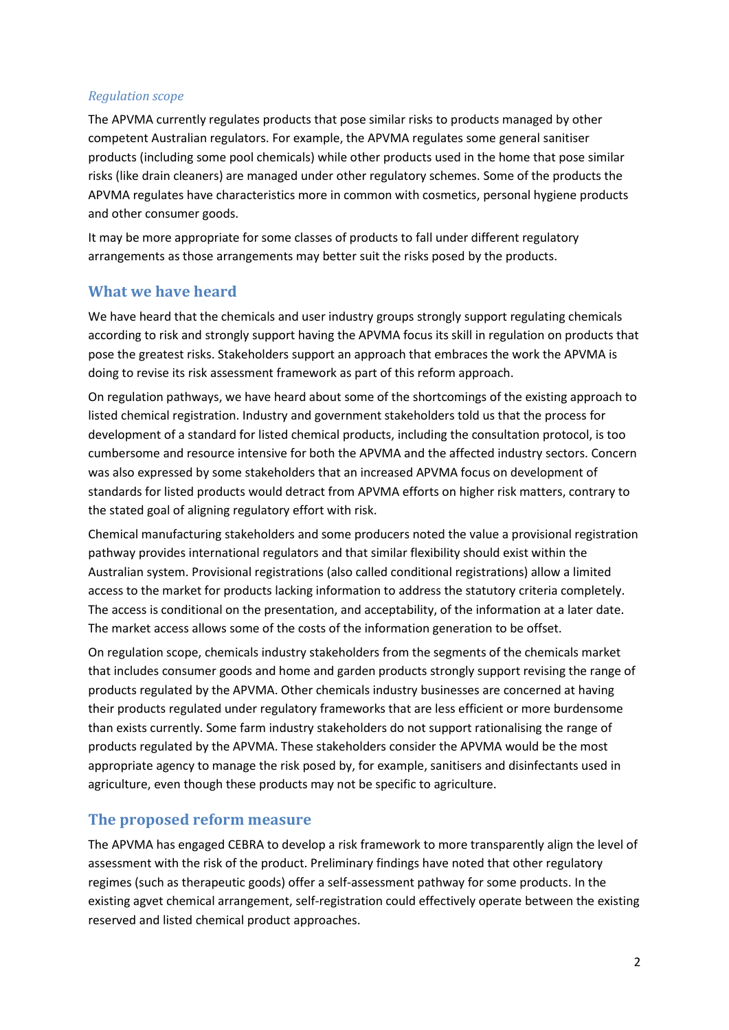*Regulation scope*

The APVMA currently regulates products that pose similar risks to products managed by other competent Australian regulators. For example, the APVMA regulates some general sanitiser products (including some pool chemicals) while other products used in the home that pose similar risks (like drain cleaners) are managed under other regulatory schemes. Some of the products the APVMA regulates have characteristics more in common with cosmetics, personal hygiene products and other consumer goods.

It may be more appropriate for some classes of products to fall under different regulatory arrangements as those arrangements may better suit the risks posed by the products.

## What we have heard

We have heard that the chemicals and user industry groups strongly support regulating chemicals according to risk and strongly support having the APVMA focus its skill in regulation on products that pose the greatest risks. Stakeholders support an approach that embraces the work the APVMA is doing to revise its risk assessment framework as part of this reform approach.

On regulation pathways, we have heard about some of the shortcomings of the existing approach to listed chemical registration. Industry and government stakeholders told us that the process for development of a standard for listed chemical products, including the consultation protocol, is too cumbersome and resource intensive for both the APVMA and the affected industry sectors. Concern was also expressed by some stakeholders that an increased APVMA focus on development of standards for listed products would detract from APVMA efforts on higher risk matters, contrary to the stated goal of aligning regulatory effort with risk.

Chemical manufacturing stakeholders and some producers noted the value a provisional registration pathway provides international regulators and that similar flexibility should exist within the Australian system. Provisional registrations (also called conditional registrations) allow a limited access to the market for products lacking information to address the statutory criteria completely. The access is conditional on the presentation, and acceptability, of the information at a later date. The market access allows some of the costs of the information generation to be offset.

On regulation scope, chemicals industry stakeholders from the segments of the chemicals market that includes consumer goods and home and garden products strongly support revising the range of products regulated by the APVMA. Other chemicals industry businesses are concerned at having their products regulated under regulatory frameworks that are less efficient or more burdensome than exists currently. Some farm industry stakeholders do not support rationalising the range of products regulated by the APVMA. These stakeholders consider the APVMA would be the most appropriate agency to manage the risk posed by, for example, sanitisers and disinfectants used in agriculture, even though these products may not be specific to agriculture.

## The proposed reform measure

The APVMA has engaged CEBRA to develop a risk framework to more transparently align the level of assessment with the risk of the product. Preliminary findings have noted that other regulatory regimes (such as therapeutic goods) offer a self-assessment pathway for some products. In the existing agvet chemical arrangement, self-registration could effectively operate between the existing reserved and listed chemical product approaches.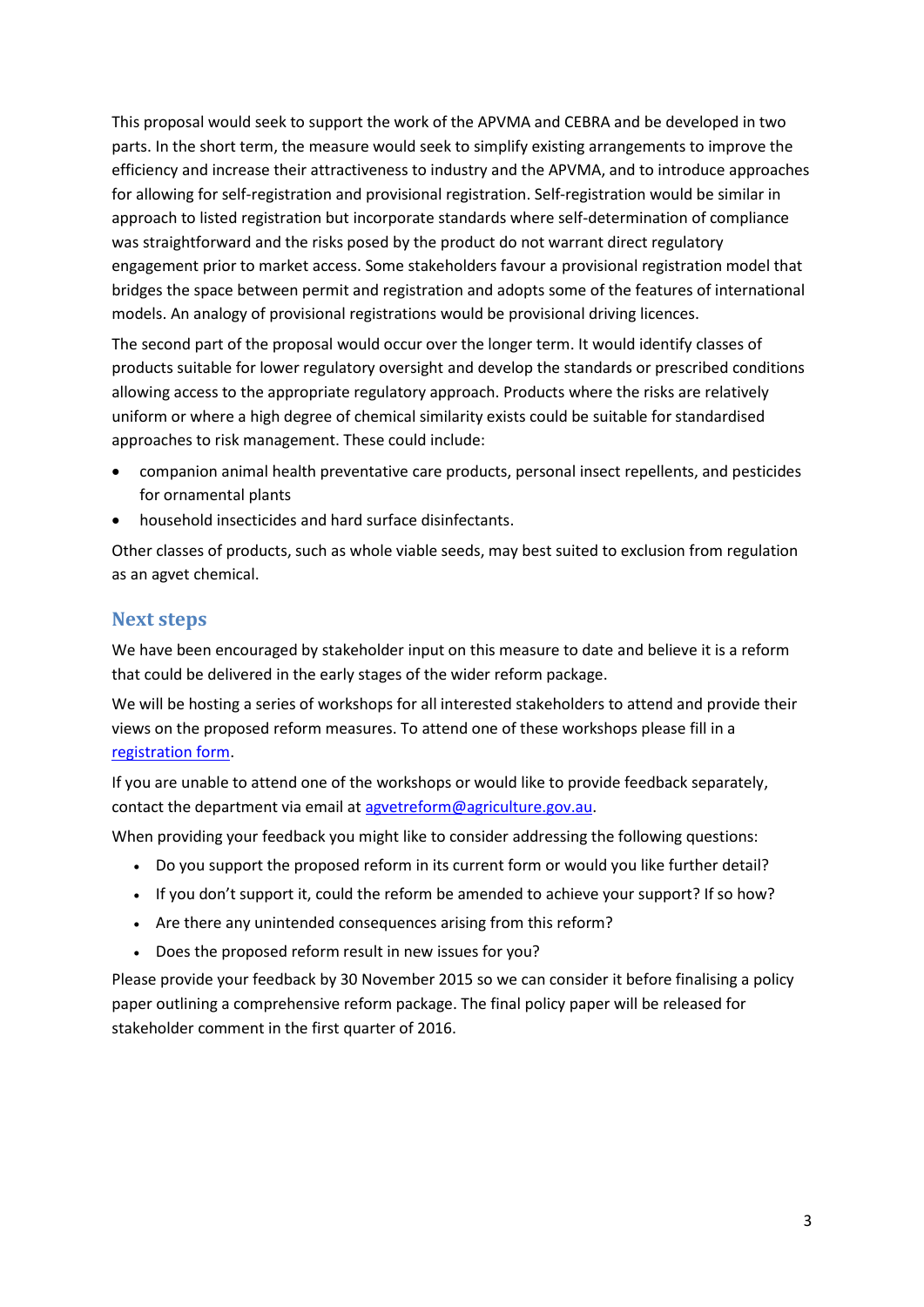This proposal would seek to support the work of the APVMA and CEBRA and be developed in two parts. In the short term, the measure would seek to simplify existing arrangements to improve the efficiency and increase their attractiveness to industry and the APVMA, and to introduce approaches for allowing for self-registration and provisional registration. Self-registration would be similar in approach to listed registration but incorporate standards where self-determination of compliance was straightforward and the risks posed by the product do not warrant direct regulatory engagement prior to market access. Some stakeholders favour a provisional registration model that bridges the space between permit and registration and adopts some of the features of international models. An analogy of provisional registrations would be provisional driving licences.

The second part of the proposal would occur over the longer term. It would identify classes of products suitable for lower regulatory oversight and develop the standards or prescribed conditions allowing access to the appropriate regulatory approach. Products where the risks are relatively uniform or where a high degree of chemical similarity exists could be suitable for standardised approaches to risk management. These could include:

- companion animal health preventative care products, personal insect repellents, and pesticides for ornamental plants
- household insecticides and hard surface disinfectants.

Other classes of products, such as whole viable seeds, may best suited to exclusion from regulation as an agvet chemical.

## Next steps

We have been encouraged by stakeholder input on this measure to date and believe it is a reform that could be delivered in the early stages of the wider reform package.

We will be hosting a series of workshops for all interested stakeholders to attend and provide their views on the proposed reform measures. To attend one of these workshops please fill in a registration form.

If you are unable to attend one of the workshops or would like to provide feedback separately, contact the department via email at agvetreform@agriculture.gov.au.

When providing your feedback you might like to consider addressing the following questions:

- Do you support the proposed reform in its current form or would you like further detail?
- If you don't support it, could the reform be amended to achieve your support? If so how?
- Are there any unintended consequences arising from this reform?
- Does the proposed reform result in new issues for you?

Please provide your feedback by 30 November 2015 so we can consider it before finalising a policy paper outlining a comprehensive reform package. The final policy paper will be released for stakeholder comment in the first quarter of 2016.